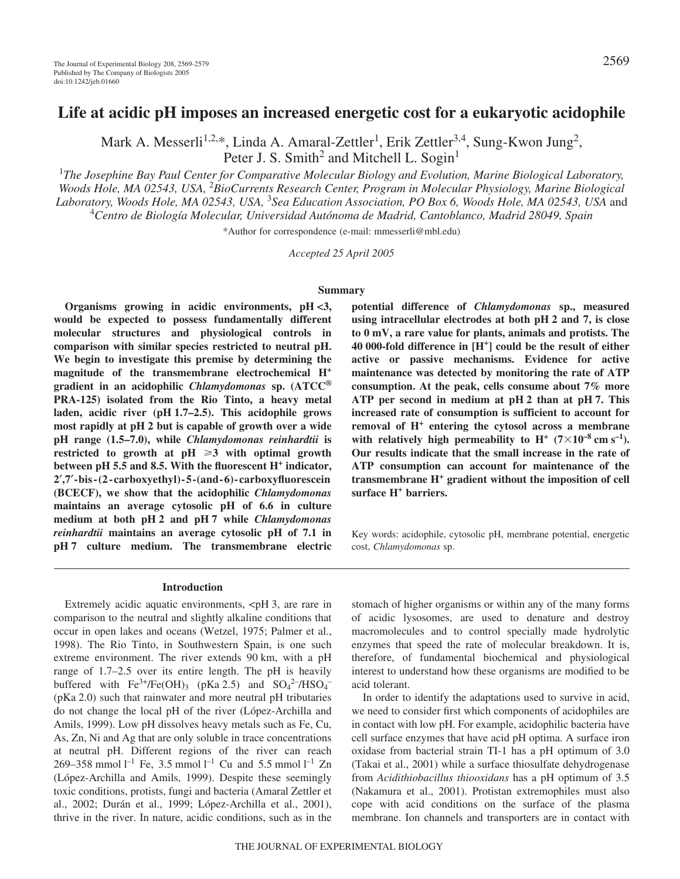# Life at acidic pH imposes an increased energetic cost for a eukaryotic acidophile

Mark A. Messerli[1,2,*], Linda A. Amaral-Zettler[1], Erik Zettler[3,4], Sung-Kwon Jung[2], Peter J. S. Smith[2] and Mitchell L. Sogin[1]

[1]*The Josephine Bay Paul Center for Comparative Molecular Biology and Evolution, Marine Biological Laboratory, Woods Hole, MA 02543, USA,* [2]*BioCurrents Research Center, Program in Molecular Physiology, Marine Biological Laboratory, Woods Hole, MA 02543, USA,* [3]*Sea Education Association, PO Box 6, Woods Hole, MA 02543, USA* and [4]*Centro de Biología Molecular, Universidad Autónoma de Madrid, Cantoblanco, Madrid 28049, Spain*

*Author for correspondence (e-mail: mmesserli@mbl.edu)

*Accepted 25 April 2005*

## Summary

**Organisms growing in acidic environments, pH <3, would be expected to possess fundamentally different molecular structures and physiological controls in comparison with similar species restricted to neutral pH. We begin to investigate this premise by determining the magnitude of the transmembrane electrochemical $H^+$ gradient in an acidophilic *Chlamydomonas* sp. (ATCC® PRA-125) isolated from the Rio Tinto, a heavy metal laden, acidic river (pH 1.7–2.5). This acidophile grows most rapidly at pH 2 but is capable of growth over a wide pH range (1.5–7.0), while *Chlamydomonas reinhardtii* is restricted to growth at pH ⩾3 with optimal growth between pH 5.5 and 8.5. With the fluorescent $H^+$ indicator, 2′,7′-bis-(2-carboxyethyl)-5-(and-6)-carboxyfluorescein (BCECF), we show that the acidophilic *Chlamydomonas* maintains an average cytosolic pH of 6.6 in culture medium at both pH 2 and pH 7 while *Chlamydomonas reinhardtii* maintains an average cytosolic pH of 7.1 in pH 7 culture medium. The transmembrane electric potential difference of *Chlamydomonas* sp., measured using intracellular electrodes at both pH 2 and 7, is close to 0 mV, a rare value for plants, animals and protists. The 40 000-fold difference in [$H^+$] could be the result of either active or passive mechanisms. Evidence for active maintenance was detected by monitoring the rate of ATP consumption. At the peak, cells consume about 7% more ATP per second in medium at pH 2 than at pH 7. This increased rate of consumption is sufficient to account for removal of $H^+$ entering the cytosol across a membrane with relatively high permeability to $H^+$ ($7\times10^{-8}$ cm $s^{-1}$). Our results indicate that the small increase in the rate of ATP consumption can account for maintenance of the transmembrane $H^+$ gradient without the imposition of cell surface $H^+$ barriers.**

Key words: acidophile, cytosolic pH, membrane potential, energetic cost, *Chlamydomonas* sp.

## Introduction

Extremely acidic aquatic environments, <pH 3, are rare in comparison to the neutral and slightly alkaline conditions that occur in open lakes and oceans (Wetzel, 1975; Palmer et al., 1998). The Rio Tinto, in Southwestern Spain, is one such extreme environment. The river extends 90 km, with a pH range of 1.7–2.5 over its entire length. The pH is heavily buffered with $Fe^{3+}/Fe(OH)_3$ (pKa 2.5) and $SO_4^{2-}/HSO_4^-$ (pKa 2.0) such that rainwater and more neutral pH tributaries do not change the local pH of the river (López-Archilla and Amils, 1999). Low pH dissolves heavy metals such as Fe, Cu, As, Zn, Ni and Ag that are only soluble in trace concentrations at neutral pH. Different regions of the river can reach 269–358 mmol $l^{-1}$ Fe, 3.5 mmol $l^{-1}$ Cu and 5.5 mmol $l^{-1}$ Zn (López-Archilla and Amils, 1999). Despite these seemingly toxic conditions, protists, fungi and bacteria (Amaral Zettler et al., 2002; Durán et al., 1999; López-Archilla et al., 2001), thrive in the river. In nature, acidic conditions, such as in the stomach of higher organisms or within any of the many forms of acidic lysosomes, are used to denature and destroy macromolecules and to control specially made hydrolytic enzymes that speed the rate of molecular breakdown. It is, therefore, of fundamental biochemical and physiological interest to understand how these organisms are modified to be acid tolerant.

In order to identify the adaptations used to survive in acid, we need to consider first which components of acidophiles are in contact with low pH. For example, acidophilic bacteria have cell surface enzymes that have acid pH optima. A surface iron oxidase from bacterial strain TI-1 has a pH optimum of 3.0 (Takai et al., 2001) while a surface thiosulfate dehydrogenase from *Acidithiobacillus thiooxidans* has a pH optimum of 3.5 (Nakamura et al., 2001). Protistan extremophiles must also cope with acid conditions on the surface of the plasma membrane. Ion channels and transporters are in contact with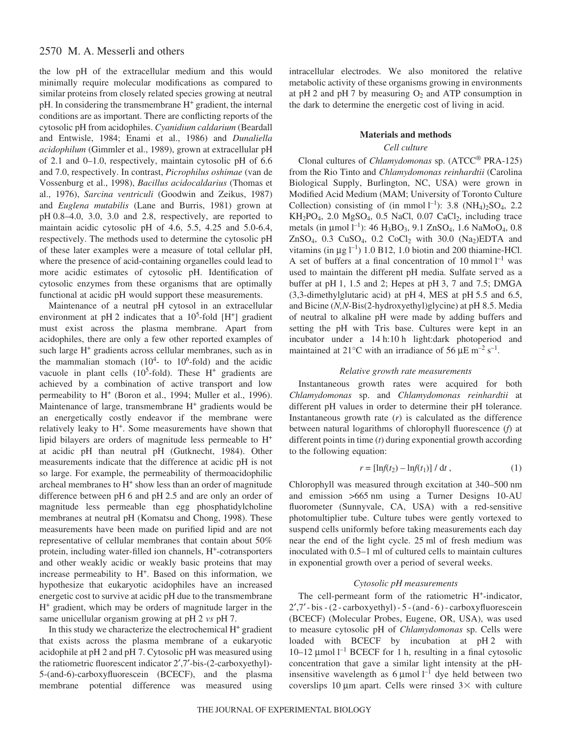the low pH of the extracellular medium and this would minimally require molecular modifications as compared to similar proteins from closely related species growing at neutral pH. In considering the transmembrane $H^+$ gradient, the internal conditions are as important. There are conflicting reports of the cytosolic pH from acidophiles. *Cyanidium caldarium* (Beardall and Entwisle, 1984; Enami et al., 1986) and *Dunaliella acidophilum* (Gimmler et al., 1989), grown at extracellular pH of 2.1 and 0–1.0, respectively, maintain cytosolic pH of 6.6 and 7.0, respectively. In contrast, *Picrophilus oshimae* (van de Vossenburg et al., 1998), *Bacillus acidocaldarius* (Thomas et al., 1976), *Sarcina ventriculi* (Goodwin and Zeikus, 1987) and *Euglena mutabilis* (Lane and Burris, 1981) grown at pH 0.8–4.0, 3.0, 3.0 and 2.8, respectively, are reported to maintain acidic cytosolic pH of 4.6, 5.5, 4.25 and 5.0-6.4, respectively. The methods used to determine the cytosolic pH of these later examples were a measure of total cellular pH, where the presence of acid-containing organelles could lead to more acidic estimates of cytosolic pH. Identification of cytosolic enzymes from these organisms that are optimally functional at acidic pH would support these measurements.

Maintenance of a neutral pH cytosol in an extracellular environment at pH 2 indicates that a $10^5$-fold [$H^+$] gradient must exist across the plasma membrane. Apart from acidophiles, there are only a few other reported examples of such large $H^+$ gradients across cellular membranes, such as in the mammalian stomach ($10^4$- to $10^6$-fold) and the acidic vacuole in plant cells ($10^5$-fold). These $H^+$ gradients are achieved by a combination of active transport and low permeability to $H^+$ (Boron et al., 1994; Muller et al., 1996). Maintenance of large, transmembrane $H^+$ gradients would be an energetically costly endeavor if the membrane were relatively leaky to $H^+$. Some measurements have shown that lipid bilayers are orders of magnitude less permeable to $H^+$ at acidic pH than neutral pH (Gutknecht, 1984). Other measurements indicate that the difference at acidic pH is not so large. For example, the permeability of thermoacidophilic archeal membranes to $H^+$ show less than an order of magnitude difference between pH 6 and pH 2.5 and are only an order of magnitude less permeable than egg phosphatidylcholine membranes at neutral pH (Komatsu and Chong, 1998). These measurements have been made on purified lipid and are not representative of cellular membranes that contain about 50% protein, including water-filled ion channels, $H^+$-cotransporters and other weakly acidic or weakly basic proteins that may increase permeability to $H^+$. Based on this information, we hypothesize that eukaryotic acidophiles have an increased energetic cost to survive at acidic pH due to the transmembrane $H^+$ gradient, which may be orders of magnitude larger in the same unicellular organism growing at pH 2 *vs* pH 7.

In this study we characterize the electrochemical $H^+$ gradient that exists across the plasma membrane of a eukaryotic acidophile at pH 2 and pH 7. Cytosolic pH was measured using the ratiometric fluorescent indicator 2′,7′-bis-(2-carboxyethyl)-5-(and-6)-carboxyfluorescein (BCECF), and the plasma membrane potential difference was measured using intracellular electrodes. We also monitored the relative metabolic activity of these organisms growing in environments at pH 2 and pH 7 by measuring $O_2$ and ATP consumption in the dark to determine the energetic cost of living in acid.

## Materials and methods

### Cell culture

Clonal cultures of *Chlamydomonas* sp. (ATCC® PRA-125) from the Rio Tinto and *Chlamydomonas reinhardtii* (Carolina Biological Supply, Burlington, NC, USA) were grown in Modified Acid Medium (MAM; University of Toronto Culture Collection) consisting of (in mmol $l^{-1}$): 3.8 $(NH_4)_2SO_4$, 2.2 $KH_2PO_4$, 2.0 $MgSO_4$, 0.5 NaCl, 0.07 $CaCl_2$, including trace metals (in µmol $l^{-1}$): 46 $H_3BO_3$, 9.1 $ZnSO_4$, 1.6 $NaMoO_4$, 0.8 $ZnSO_4$, 0.3 $CuSO_4$, 0.2 $CoCl_2$ with 30.0 $(Na_2)$EDTA and vitamins (in µg $l^{-1}$) 1.0 B12, 1.0 biotin and 200 thiamine-HCl. A set of buffers at a final concentration of 10 mmol $l^{-1}$ was used to maintain the different pH media. Sulfate served as a buffer at pH 1, 1.5 and 2; Hepes at pH 3, 7 and 7.5; DMGA (3,3-dimethylglutaric acid) at pH 4, MES at pH 5.5 and 6.5, and Bicine (*N,N*-Bis(2-hydroxyethyl)glycine) at pH 8.5. Media of neutral to alkaline pH were made by adding buffers and setting the pH with Tris base. Cultures were kept in an incubator under a 14 h:10 h light:dark photoperiod and maintained at 21°C with an irradiance of 56 µE $m^{-2}$ $s^{-1}$.

### Relative growth rate measurements

Instantaneous growth rates were acquired for both *Chlamydomonas* sp. and *Chlamydomonas reinhardtii* at different pH values in order to determine their pH tolerance. Instantaneous growth rate ($r$) is calculated as the difference between natural logarithms of chlorophyll fluorescence ($f$) at different points in time ($t$) during exponential growth according to the following equation:

$$r = [\ln f(t_2) - \ln f(t_1)] / \mathrm{d}t \,, \quad (1)$$

Chlorophyll was measured through excitation at 340–500 nm and emission >665 nm using a Turner Designs 10-AU fluorometer (Sunnyvale, CA, USA) with a red-sensitive photomultiplier tube. Culture tubes were gently vortexed to suspend cells uniformly before taking measurements each day near the end of the light cycle. 25 ml of fresh medium was inoculated with 0.5–1 ml of cultured cells to maintain cultures in exponential growth over a period of several weeks.

### Cytosolic pH measurements

The cell-permeant form of the ratiometric $H^+$-indicator, 2′,7′-bis-(2-carboxyethyl)-5-(and-6)-carboxyfluorescein (BCECF) (Molecular Probes, Eugene, OR, USA), was used to measure cytosolic pH of *Chlamydomonas* sp. Cells were loaded with BCECF by incubation at pH 2 with 10–12 µmol $l^{-1}$ BCECF for 1 h, resulting in a final cytosolic concentration that gave a similar light intensity at the pH-insensitive wavelength as 6 µmol $l^{-1}$ dye held between two coverslips 10 µm apart. Cells were rinsed 3× with culture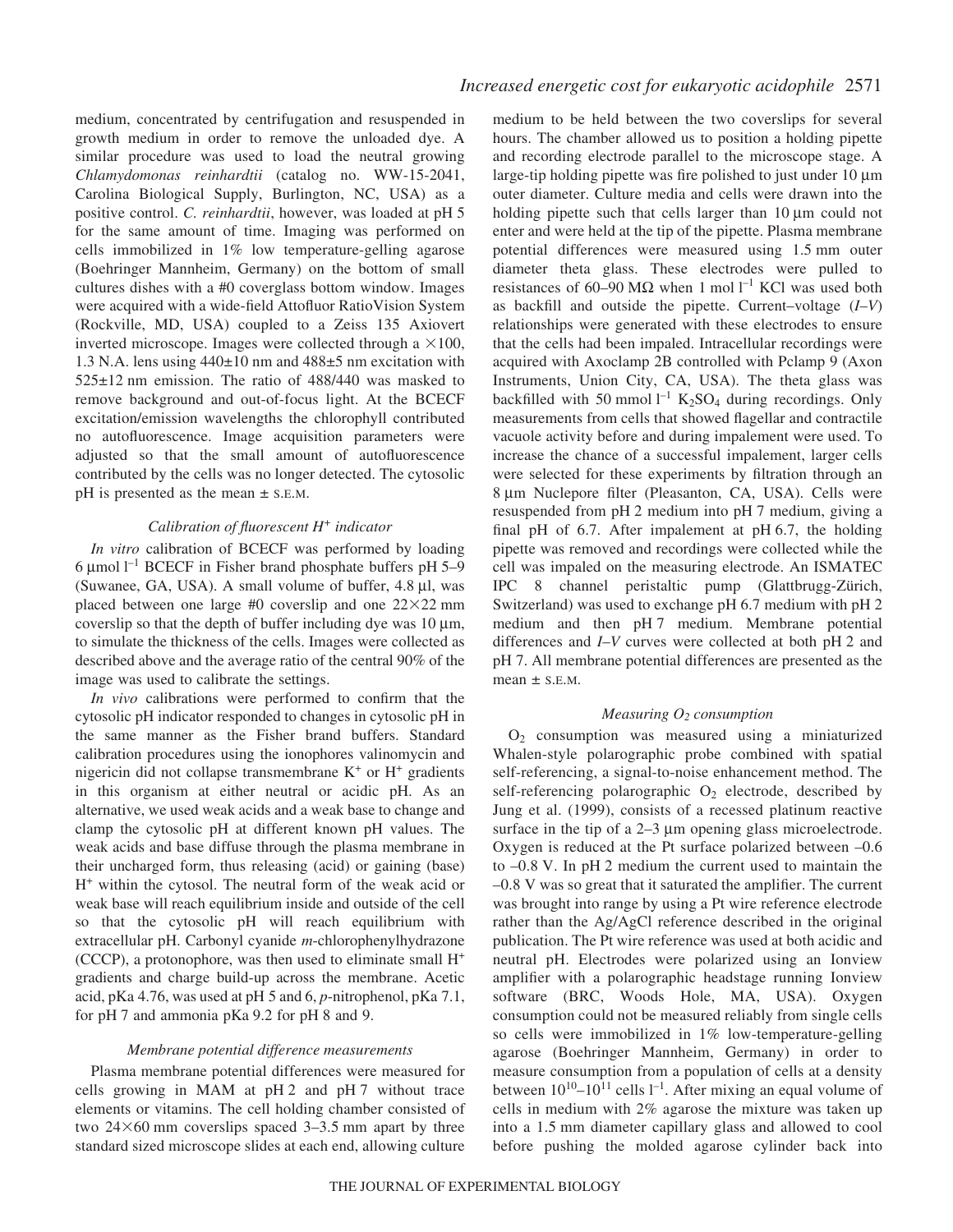medium, concentrated by centrifugation and resuspended in growth medium in order to remove the unloaded dye. A similar procedure was used to load the neutral growing *Chlamydomonas reinhardtii* (catalog no. WW-15-2041, Carolina Biological Supply, Burlington, NC, USA) as a positive control. *C. reinhardtii*, however, was loaded at pH 5 for the same amount of time. Imaging was performed on cells immobilized in 1% low temperature-gelling agarose (Boehringer Mannheim, Germany) on the bottom of small cultures dishes with a #0 coverglass bottom window. Images were acquired with a wide-field Attofluor RatioVision System (Rockville, MD, USA) coupled to a Zeiss 135 Axiovert inverted microscope. Images were collected through a ×100, 1.3 N.A. lens using 440±10 nm and 488±5 nm excitation with 525±12 nm emission. The ratio of 488/440 was masked to remove background and out-of-focus light. At the BCECF excitation/emission wavelengths the chlorophyll contributed no autofluorescence. Image acquisition parameters were adjusted so that the small amount of autofluorescence contributed by the cells was no longer detected. The cytosolic pH is presented as the mean ± S.E.M.

### *Calibration of fluorescent $H^+$ indicator*

*In vitro* calibration of BCECF was performed by loading 6 μmol $l^{-1}$ BCECF in Fisher brand phosphate buffers pH 5–9 (Suwanee, GA, USA). A small volume of buffer, 4.8 μl, was placed between one large #0 coverslip and one 22×22 mm coverslip so that the depth of buffer including dye was 10 μm, to simulate the thickness of the cells. Images were collected as described above and the average ratio of the central 90% of the image was used to calibrate the settings.

*In vivo* calibrations were performed to confirm that the cytosolic pH indicator responded to changes in cytosolic pH in the same manner as the Fisher brand buffers. Standard calibration procedures using the ionophores valinomycin and nigericin did not collapse transmembrane $K^+$ or $H^+$ gradients in this organism at either neutral or acidic pH. As an alternative, we used weak acids and a weak base to change and clamp the cytosolic pH at different known pH values. The weak acids and base diffuse through the plasma membrane in their uncharged form, thus releasing (acid) or gaining (base) $H^+$ within the cytosol. The neutral form of the weak acid or weak base will reach equilibrium inside and outside of the cell so that the cytosolic pH will reach equilibrium with extracellular pH. Carbonyl cyanide *m*-chlorophenylhydrazone (CCCP), a protonophore, was then used to eliminate small $H^+$ gradients and charge build-up across the membrane. Acetic acid, pKa 4.76, was used at pH 5 and 6, *p*-nitrophenol, pKa 7.1, for pH 7 and ammonia pKa 9.2 for pH 8 and 9.

### *Membrane potential difference measurements*

Plasma membrane potential differences were measured for cells growing in MAM at pH 2 and pH 7 without trace elements or vitamins. The cell holding chamber consisted of two 24×60 mm coverslips spaced 3–3.5 mm apart by three standard sized microscope slides at each end, allowing culture medium to be held between the two coverslips for several hours. The chamber allowed us to position a holding pipette and recording electrode parallel to the microscope stage. A large-tip holding pipette was fire polished to just under 10 μm outer diameter. Culture media and cells were drawn into the holding pipette such that cells larger than 10 μm could not enter and were held at the tip of the pipette. Plasma membrane potential differences were measured using 1.5 mm outer diameter theta glass. These electrodes were pulled to resistances of 60–90 MΩ when 1 mol $l^{-1}$ KCl was used both as backfill and outside the pipette. Current–voltage (*I–V*) relationships were generated with these electrodes to ensure that the cells had been impaled. Intracellular recordings were acquired with Axoclamp 2B controlled with Pclamp 9 (Axon Instruments, Union City, CA, USA). The theta glass was backfilled with 50 mmol $l^{-1}$ $K_2SO_4$ during recordings. Only measurements from cells that showed flagellar and contractile vacuole activity before and during impalement were used. To increase the chance of a successful impalement, larger cells were selected for these experiments by filtration through an 8 μm Nuclepore filter (Pleasanton, CA, USA). Cells were resuspended from pH 2 medium into pH 7 medium, giving a final pH of 6.7. After impalement at pH 6.7, the holding pipette was removed and recordings were collected while the cell was impaled on the measuring electrode. An ISMATEC IPC 8 channel peristaltic pump (Glattbrugg-Zürich, Switzerland) was used to exchange pH 6.7 medium with pH 2 medium and then pH 7 medium. Membrane potential differences and *I–V* curves were collected at both pH 2 and pH 7. All membrane potential differences are presented as the mean ± S.E.M.

### *Measuring $O_2$ consumption*

$O_2$ consumption was measured using a miniaturized Whalen-style polarographic probe combined with spatial self-referencing, a signal-to-noise enhancement method. The self-referencing polarographic $O_2$ electrode, described by Jung et al. (1999), consists of a recessed platinum reactive surface in the tip of a 2–3 μm opening glass microelectrode. Oxygen is reduced at the Pt surface polarized between –0.6 to –0.8 V. In pH 2 medium the current used to maintain the –0.8 V was so great that it saturated the amplifier. The current was brought into range by using a Pt wire reference electrode rather than the Ag/AgCl reference described in the original publication. The Pt wire reference was used at both acidic and neutral pH. Electrodes were polarized using an Ionview amplifier with a polarographic headstage running Ionview software (BRC, Woods Hole, MA, USA). Oxygen consumption could not be measured reliably from single cells so cells were immobilized in 1% low-temperature-gelling agarose (Boehringer Mannheim, Germany) in order to measure consumption from a population of cells at a density between $10^{10}$–$10^{11}$ cells $l^{-1}$. After mixing an equal volume of cells in medium with 2% agarose the mixture was taken up into a 1.5 mm diameter capillary glass and allowed to cool before pushing the molded agarose cylinder back into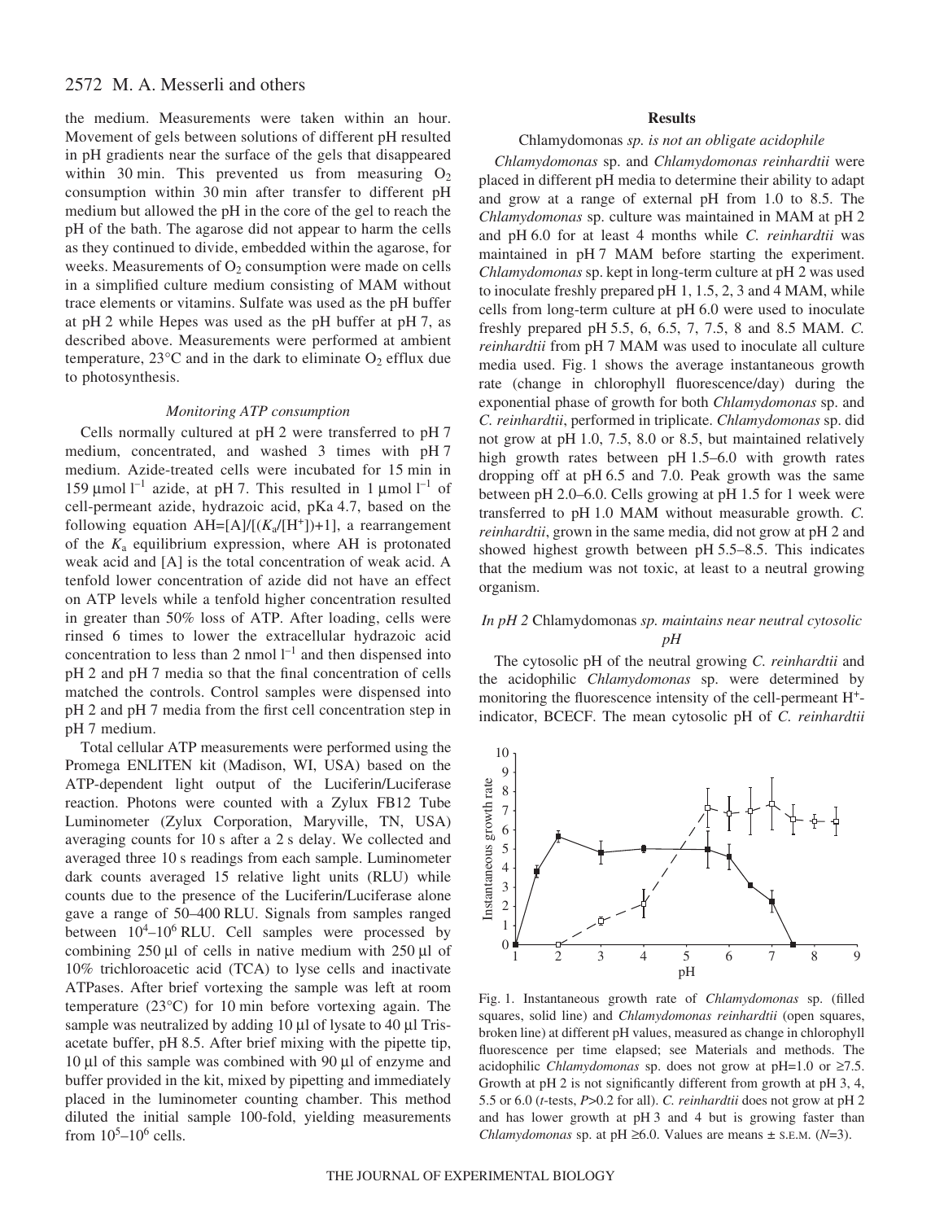the medium. Measurements were taken within an hour. Movement of gels between solutions of different pH resulted in pH gradients near the surface of the gels that disappeared within 30 min. This prevented us from measuring $O_2$ consumption within 30 min after transfer to different pH medium but allowed the pH in the core of the gel to reach the pH of the bath. The agarose did not appear to harm the cells as they continued to divide, embedded within the agarose, for weeks. Measurements of $O_2$ consumption were made on cells in a simplified culture medium consisting of MAM without trace elements or vitamins. Sulfate was used as the pH buffer at pH 2 while Hepes was used as the pH buffer at pH 7, as described above. Measurements were performed at ambient temperature, 23°C and in the dark to eliminate $O_2$ efflux due to photosynthesis.

### *Monitoring ATP consumption*

Cells normally cultured at pH 2 were transferred to pH 7 medium, concentrated, and washed 3 times with pH 7 medium. Azide-treated cells were incubated for 15 min in 159 μmol $l^{-1}$ azide, at pH 7. This resulted in 1 μmol $l^{-1}$ of cell-permeant azide, hydrazoic acid, pKa 4.7, based on the following equation $AH=[A]/[(K_a/[H^+])+1]$, a rearrangement of the $K_a$ equilibrium expression, where AH is protonated weak acid and [A] is the total concentration of weak acid. A tenfold lower concentration of azide did not have an effect on ATP levels while a tenfold higher concentration resulted in greater than 50% loss of ATP. After loading, cells were rinsed 6 times to lower the extracellular hydrazoic acid concentration to less than 2 nmol $l^{-1}$ and then dispensed into pH 2 and pH 7 media so that the final concentration of cells matched the controls. Control samples were dispensed into pH 2 and pH 7 media from the first cell concentration step in pH 7 medium.

Total cellular ATP measurements were performed using the Promega ENLITEN kit (Madison, WI, USA) based on the ATP-dependent light output of the Luciferin/Luciferase reaction. Photons were counted with a Zylux FB12 Tube Luminometer (Zylux Corporation, Maryville, TN, USA) averaging counts for 10 s after a 2 s delay. We collected and averaged three 10 s readings from each sample. Luminometer dark counts averaged 15 relative light units (RLU) while counts due to the presence of the Luciferin/Luciferase alone gave a range of 50–400 RLU. Signals from samples ranged between $10^4$–$10^6$ RLU. Cell samples were processed by combining 250 μl of cells in native medium with 250 μl of 10% trichloroacetic acid (TCA) to lyse cells and inactivate ATPases. After brief vortexing the sample was left at room temperature (23°C) for 10 min before vortexing again. The sample was neutralized by adding 10 μl of lysate to 40 μl Tris-acetate buffer, pH 8.5. After brief mixing with the pipette tip, 10 μl of this sample was combined with 90 μl of enzyme and buffer provided in the kit, mixed by pipetting and immediately placed in the luminometer counting chamber. This method diluted the initial sample 100-fold, yielding measurements from $10^5$–$10^6$ cells.

## Results

### *Chlamydomonas sp. is not an obligate acidophile*

*Chlamydomonas* sp. and *Chlamydomonas reinhardtii* were placed in different pH media to determine their ability to adapt and grow at a range of external pH from 1.0 to 8.5. The *Chlamydomonas* sp. culture was maintained in MAM at pH 2 and pH 6.0 for at least 4 months while *C. reinhardtii* was maintained in pH 7 MAM before starting the experiment. *Chlamydomonas* sp. kept in long-term culture at pH 2 was used to inoculate freshly prepared pH 1, 1.5, 2, 3 and 4 MAM, while cells from long-term culture at pH 6.0 were used to inoculate freshly prepared pH 5.5, 6, 6.5, 7, 7.5, 8 and 8.5 MAM. *C. reinhardtii* from pH 7 MAM was used to inoculate all culture media used. Fig. 1 shows the average instantaneous growth rate (change in chlorophyll fluorescence/day) during the exponential phase of growth for both *Chlamydomonas* sp. and *C. reinhardtii*, performed in triplicate. *Chlamydomonas* sp. did not grow at pH 1.0, 7.5, 8.0 or 8.5, but maintained relatively high growth rates between pH 1.5–6.0 with growth rates dropping off at pH 6.5 and 7.0. Peak growth was the same between pH 2.0–6.0. Cells growing at pH 1.5 for 1 week were transferred to pH 1.0 MAM without measurable growth. *C. reinhardtii*, grown in the same media, did not grow at pH 2 and showed highest growth between pH 5.5–8.5. This indicates that the medium was not toxic, at least to a neutral growing organism.

### *In pH 2 Chlamydomonas sp. maintains near neutral cytosolic pH*

The cytosolic pH of the neutral growing *C. reinhardtii* and the acidophilic *Chlamydomonas* sp. were determined by monitoring the fluorescence intensity of the cell-permeant $H^+$-indicator, BCECF. The mean cytosolic pH of *C. reinhardtii*

Fig. 1. Instantaneous growth rate of *Chlamydomonas* sp. (filled squares, solid line) and *Chlamydomonas reinhardtii* (open squares, broken line) at different pH values, measured as change in chlorophyll fluorescence per time elapsed; see Materials and methods. The acidophilic *Chlamydomonas* sp. does not grow at pH=1.0 or ≥7.5. Growth at pH 2 is not significantly different from growth at pH 3, 4, 5.5 or 6.0 (*t*-tests, *P*>0.2 for all). *C. reinhardtii* does not grow at pH 2 and has lower growth at pH 3 and 4 but is growing faster than *Chlamydomonas* sp. at pH ≥6.0. Values are means ± S.E.M. (*N*=3).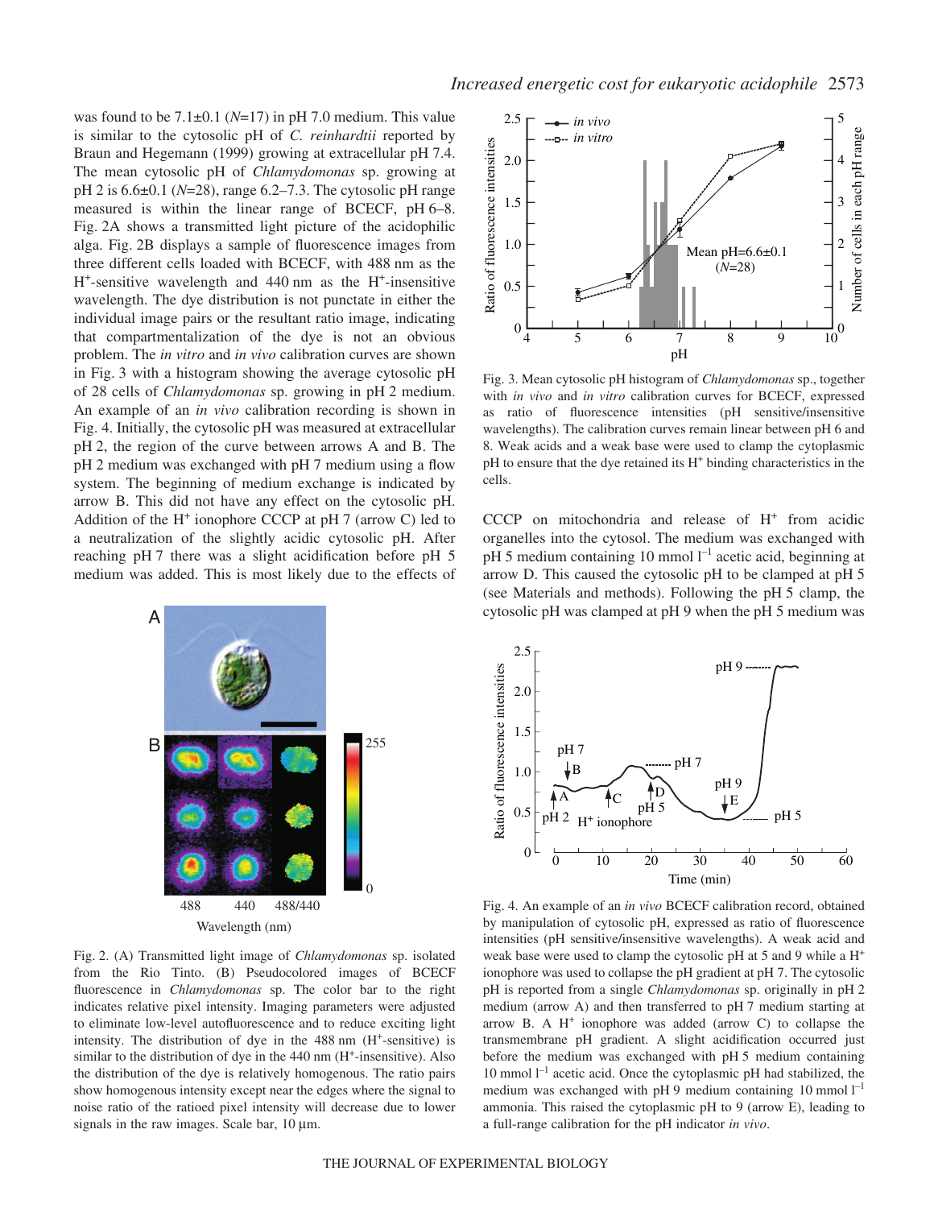was found to be 7.1±0.1 ($N$=17) in pH 7.0 medium. This value is similar to the cytosolic pH of *C. reinhardtii* reported by Braun and Hegemann (1999) growing at extracellular pH 7.4. The mean cytosolic pH of *Chlamydomonas* sp. growing at pH 2 is 6.6±0.1 ($N$=28), range 6.2–7.3. The cytosolic pH range measured is within the linear range of BCECF, pH 6–8. Fig. 2A shows a transmitted light picture of the acidophilic alga. Fig. 2B displays a sample of fluorescence images from three different cells loaded with BCECF, with 488 nm as the $H^+$-sensitive wavelength and 440 nm as the $H^+$-insensitive wavelength. The dye distribution is not punctate in either the individual image pairs or the resultant ratio image, indicating that compartmentalization of the dye is not an obvious problem. The *in vitro* and *in vivo* calibration curves are shown in Fig. 3 with a histogram showing the average cytosolic pH of 28 cells of *Chlamydomonas* sp. growing in pH 2 medium. An example of an *in vivo* calibration recording is shown in Fig. 4. Initially, the cytosolic pH was measured at extracellular pH 2, the region of the curve between arrows A and B. The pH 2 medium was exchanged with pH 7 medium using a flow system. The beginning of medium exchange is indicated by arrow B. This did not have any effect on the cytosolic pH. Addition of the $H^+$ ionophore CCCP at pH 7 (arrow C) led to a neutralization of the slightly acidic cytosolic pH. After reaching pH 7 there was a slight acidification before pH 5 medium was added. This is most likely due to the effects of CCCP on mitochondria and release of $H^+$ from acidic organelles into the cytosol. The medium was exchanged with pH 5 medium containing 10 mmol $l^{-1}$ acetic acid, beginning at arrow D. This caused the cytosolic pH to be clamped at pH 5 (see Materials and methods). Following the pH 5 clamp, the cytosolic pH was clamped at pH 9 when the pH 5 medium was

Fig. 2. (A) Transmitted light image of *Chlamydomonas* sp. isolated from the Rio Tinto. (B) Pseudocolored images of BCECF fluorescence in *Chlamydomonas* sp. The color bar to the right indicates relative pixel intensity. Imaging parameters were adjusted to eliminate low-level autofluorescence and to reduce exciting light intensity. The distribution of dye in the 488 nm ($H^+$-sensitive) is similar to the distribution of dye in the 440 nm ($H^+$-insensitive). Also the distribution of the dye is relatively homogenous. The ratio pairs show homogenous intensity except near the edges where the signal to noise ratio of the ratioed pixel intensity will decrease due to lower signals in the raw images. Scale bar, 10 μm.

Fig. 3. Mean cytosolic pH histogram of *Chlamydomonas* sp., together with *in vivo* and *in vitro* calibration curves for BCECF, expressed as ratio of fluorescence intensities (pH sensitive/insensitive wavelengths). The calibration curves remain linear between pH 6 and 8. Weak acids and a weak base were used to clamp the cytoplasmic pH to ensure that the dye retained its $H^+$ binding characteristics in the cells.

Fig. 4. An example of an *in vivo* BCECF calibration record, obtained by manipulation of cytosolic pH, expressed as ratio of fluorescence intensities (pH sensitive/insensitive wavelengths). A weak acid and weak base were used to clamp the cytosolic pH at 5 and 9 while a $H^+$ ionophore was used to collapse the pH gradient at pH 7. The cytosolic pH is reported from a single *Chlamydomonas* sp. originally in pH 2 medium (arrow A) and then transferred to pH 7 medium starting at arrow B. A $H^+$ ionophore was added (arrow C) to collapse the transmembrane pH gradient. A slight acidification occurred just before the medium was exchanged with pH 5 medium containing 10 mmol $l^{-1}$ acetic acid. Once the cytoplasmic pH had stabilized, the medium was exchanged with pH 9 medium containing 10 mmol $l^{-1}$ ammonia. This raised the cytoplasmic pH to 9 (arrow E), leading to a full-range calibration for the pH indicator *in vivo*.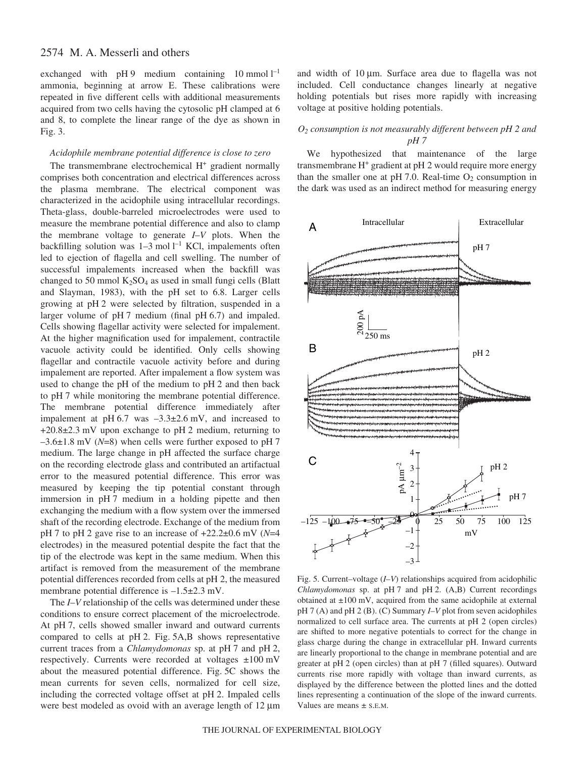exchanged with pH 9 medium containing 10 mmol $l^{-1}$ ammonia, beginning at arrow E. These calibrations were repeated in five different cells with additional measurements acquired from two cells having the cytosolic pH clamped at 6 and 8, to complete the linear range of the dye as shown in Fig. 3.

### *Acidophile membrane potential difference is close to zero*

The transmembrane electrochemical $H^+$ gradient normally comprises both concentration and electrical differences across the plasma membrane. The electrical component was characterized in the acidophile using intracellular recordings. Theta-glass, double-barreled microelectrodes were used to measure the membrane potential difference and also to clamp the membrane voltage to generate *I–V* plots. When the backfilling solution was 1–3 mol $l^{-1}$ KCl, impalements often led to ejection of flagella and cell swelling. The number of successful impalements increased when the backfill was changed to 50 mmol $K_2SO_4$ as used in small fungi cells (Blatt and Slayman, 1983), with the pH set to 6.8. Larger cells growing at pH 2 were selected by filtration, suspended in a larger volume of pH 7 medium (final pH 6.7) and impaled. Cells showing flagellar activity were selected for impalement. At the higher magnification used for impalement, contractile vacuole activity could be identified. Only cells showing flagellar and contractile vacuole activity before and during impalement are reported. After impalement a flow system was used to change the pH of the medium to pH 2 and then back to pH 7 while monitoring the membrane potential difference. The membrane potential difference immediately after impalement at pH 6.7 was –3.3±2.6 mV, and increased to +20.8±2.3 mV upon exchange to pH 2 medium, returning to –3.6±1.8 mV (*N*=8) when cells were further exposed to pH 7 medium. The large change in pH affected the surface charge on the recording electrode glass and contributed an artifactual error to the measured potential difference. This error was measured by keeping the tip potential constant through immersion in pH 7 medium in a holding pipette and then exchanging the medium with a flow system over the immersed shaft of the recording electrode. Exchange of the medium from pH 7 to pH 2 gave rise to an increase of +22.2±0.6 mV (*N*=4 electrodes) in the measured potential despite the fact that the tip of the electrode was kept in the same medium. When this artifact is removed from the measurement of the membrane potential differences recorded from cells at pH 2, the measured membrane potential difference is –1.5±2.3 mV.

The *I–V* relationship of the cells was determined under these conditions to ensure correct placement of the microelectrode. At pH 7, cells showed smaller inward and outward currents compared to cells at pH 2. Fig. 5A,B shows representative current traces from a *Chlamydomonas* sp. at pH 7 and pH 2, respectively. Currents were recorded at voltages ±100 mV about the measured potential difference. Fig. 5C shows the mean currents for seven cells, normalized for cell size, including the corrected voltage offset at pH 2. Impaled cells were best modeled as ovoid with an average length of 12 µm and width of 10 µm. Surface area due to flagella was not included. Cell conductance changes linearly at negative holding potentials but rises more rapidly with increasing voltage at positive holding potentials.

### *$O_2$ consumption is not measurably different between pH 2 and pH 7*

We hypothesized that maintenance of the large transmembrane $H^+$ gradient at pH 2 would require more energy than the smaller one at pH 7.0. Real-time $O_2$ consumption in the dark was used as an indirect method for measuring energy

Fig. 5. Current–voltage (*I–V*) relationships acquired from acidophilic *Chlamydomonas* sp. at pH 7 and pH 2. (A,B) Current recordings obtained at ±100 mV, acquired from the same acidophile at external pH 7 (A) and pH 2 (B). (C) Summary *I–V* plot from seven acidophiles normalized to cell surface area. The currents at pH 2 (open circles) are shifted to more negative potentials to correct for the change in glass charge during the change in extracellular pH. Inward currents are linearly proportional to the change in membrane potential and are greater at pH 2 (open circles) than at pH 7 (filled squares). Outward currents rise more rapidly with voltage than inward currents, as displayed by the difference between the plotted lines and the dotted lines representing a continuation of the slope of the inward currents. Values are means ± S.E.M.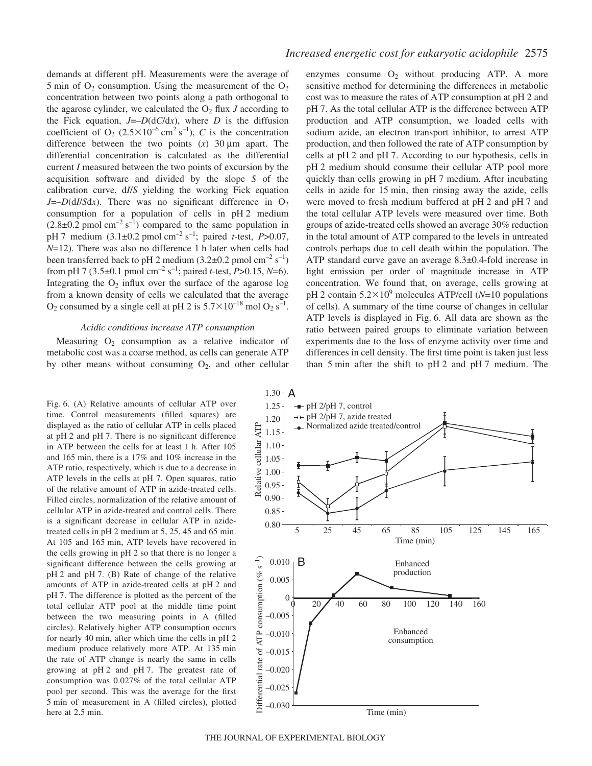demands at different pH. Measurements were the average of 5 min of $O_2$ consumption. Using the measurement of the $O_2$ concentration between two points along a path orthogonal to the agarose cylinder, we calculated the $O_2$ flux $J$ according to the Fick equation, $J=-D(dC/dx)$, where $D$ is the diffusion coefficient of $O_2$ ($2.5\times10^{-6}$ cm$^2$ s$^{-1}$), $C$ is the concentration difference between the two points ($x$) 30 µm apart. The differential concentration is calculated as the differential current $I$ measured between the two points of excursion by the acquisition software and divided by the slope $S$ of the calibration curve, $dI/S$ yielding the working Fick equation $J=-D(dI/Sdx)$. There was no significant difference in $O_2$ consumption for a population of cells in pH 2 medium ($2.8\pm0.2$ pmol cm$^{-2}$ s$^{-1}$) compared to the same population in pH 7 medium ($3.1\pm0.2$ pmol cm$^{-2}$ s$^{-1}$; paired $t$-test, $P>0.07$, $N=12$). There was also no difference 1 h later when cells had been transferred back to pH 2 medium ($3.2\pm0.2$ pmol cm$^{-2}$ s$^{-1}$) from pH 7 ($3.5\pm0.1$ pmol cm$^{-2}$ s$^{-1}$; paired $t$-test, $P>0.15$, $N=6$). Integrating the $O_2$ influx over the surface of the agarose log from a known density of cells we calculated that the average $O_2$ consumed by a single cell at pH 2 is $5.7\times10^{-18}$ mol $O_2$ s$^{-1}$.

### *Acidic conditions increase ATP consumption*

Measuring $O_2$ consumption as a relative indicator of metabolic cost was a coarse method, as cells can generate ATP by other means without consuming $O_2$, and other cellular enzymes consume $O_2$ without producing ATP. A more sensitive method for determining the differences in metabolic cost was to measure the rates of ATP consumption at pH 2 and pH 7. As the total cellular ATP is the difference between ATP production and ATP consumption, we loaded cells with sodium azide, an electron transport inhibitor, to arrest ATP production, and then followed the rate of ATP consumption by cells at pH 2 and pH 7. According to our hypothesis, cells in pH 2 medium should consume their cellular ATP pool more quickly than cells growing in pH 7 medium. After incubating cells in azide for 15 min, then rinsing away the azide, cells were moved to fresh medium buffered at pH 2 and pH 7 and the total cellular ATP levels were measured over time. Both groups of azide-treated cells showed an average 30% reduction in the total amount of ATP compared to the levels in untreated controls perhaps due to cell death within the population. The ATP standard curve gave an average $8.3\pm0.4$-fold increase in light emission per order of magnitude increase in ATP concentration. We found that, on average, cells growing at pH 2 contain $5.2\times10^9$ molecules ATP/cell ($N=10$ populations of cells). A summary of the time course of changes in cellular ATP levels is displayed in Fig. 6. All data are shown as the ratio between paired groups to eliminate variation between experiments due to the loss of enzyme activity over time and differences in cell density. The first time point is taken just less than 5 min after the shift to pH 2 and pH 7 medium. The

Fig. 6. (A) Relative amounts of cellular ATP over time. Control measurements (filled squares) are displayed as the ratio of cellular ATP in cells placed at pH 2 and pH 7. There is no significant difference in ATP between the cells for at least 1 h. After 105 and 165 min, there is a 17% and 10% increase in the ATP ratio, respectively, which is due to a decrease in ATP levels in the cells at pH 7. Open squares, ratio of the relative amount of ATP in azide-treated cells. Filled circles, normalization of the relative amount of cellular ATP in azide-treated and control cells. There is a significant decrease in cellular ATP in azide-treated cells in pH 2 medium at 5, 25, 45 and 65 min. At 105 and 165 min, ATP levels have recovered in the cells growing in pH 2 so that there is no longer a significant difference between the cells growing at pH 2 and pH 7. (B) Rate of change of the relative amounts of ATP in azide-treated cells at pH 2 and pH 7. The difference is plotted as the percent of the total cellular ATP pool at the middle time point between the two measuring points in A (filled circles). Relatively higher ATP consumption occurs for nearly 40 min, after which time the cells in pH 2 medium produce relatively more ATP. At 135 min the rate of ATP change is nearly the same in cells growing at pH 2 and pH 7. The greatest rate of consumption was 0.027% of the total cellular ATP pool per second. This was the average for the first 5 min of measurement in A (filled circles), plotted here at 2.5 min.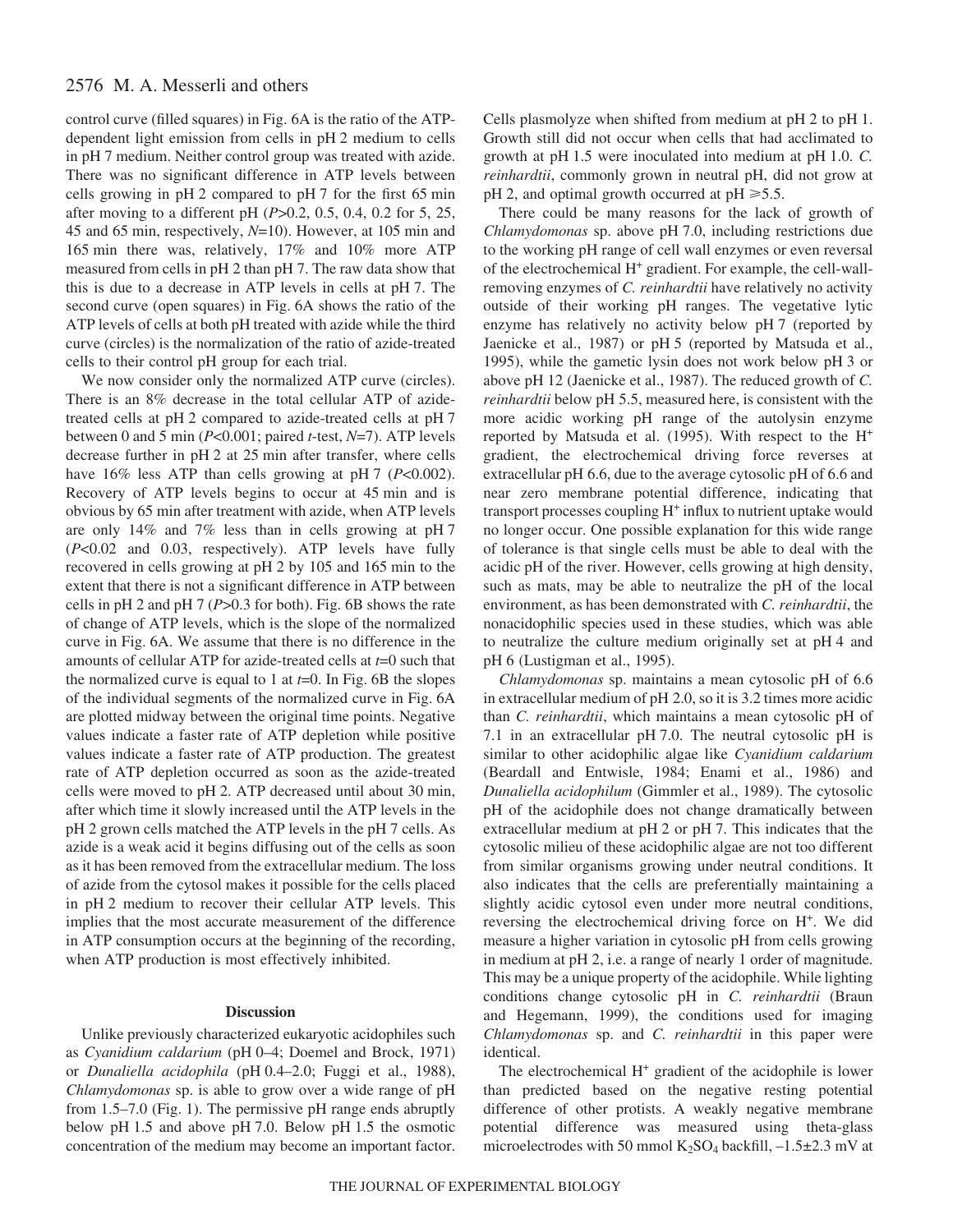control curve (filled squares) in Fig. 6A is the ratio of the ATP-dependent light emission from cells in pH 2 medium to cells in pH 7 medium. Neither control group was treated with azide. There was no significant difference in ATP levels between cells growing in pH 2 compared to pH 7 for the first 65 min after moving to a different pH ($P$>0.2, 0.5, 0.4, 0.2 for 5, 25, 45 and 65 min, respectively, $N$=10). However, at 105 min and 165 min there was, relatively, 17% and 10% more ATP measured from cells in pH 2 than pH 7. The raw data show that this is due to a decrease in ATP levels in cells at pH 7. The second curve (open squares) in Fig. 6A shows the ratio of the ATP levels of cells at both pH treated with azide while the third curve (circles) is the normalization of the ratio of azide-treated cells to their control pH group for each trial.

We now consider only the normalized ATP curve (circles). There is an 8% decrease in the total cellular ATP of azide-treated cells at pH 2 compared to azide-treated cells at pH 7 between 0 and 5 min ($P$<0.001; paired $t$-test, $N$=7). ATP levels decrease further in pH 2 at 25 min after transfer, where cells have 16% less ATP than cells growing at pH 7 ($P$<0.002). Recovery of ATP levels begins to occur at 45 min and is obvious by 65 min after treatment with azide, when ATP levels are only 14% and 7% less than in cells growing at pH 7 ($P$<0.02 and 0.03, respectively). ATP levels have fully recovered in cells growing at pH 2 by 105 and 165 min to the extent that there is not a significant difference in ATP between cells in pH 2 and pH 7 ($P$>0.3 for both). Fig. 6B shows the rate of change of ATP levels, which is the slope of the normalized curve in Fig. 6A. We assume that there is no difference in the amounts of cellular ATP for azide-treated cells at $t$=0 such that the normalized curve is equal to 1 at $t$=0. In Fig. 6B the slopes of the individual segments of the normalized curve in Fig. 6A are plotted midway between the original time points. Negative values indicate a faster rate of ATP depletion while positive values indicate a faster rate of ATP production. The greatest rate of ATP depletion occurred as soon as the azide-treated cells were moved to pH 2. ATP decreased until about 30 min, after which time it slowly increased until the ATP levels in the pH 2 grown cells matched the ATP levels in the pH 7 cells. As azide is a weak acid it begins diffusing out of the cells as soon as it has been removed from the extracellular medium. The loss of azide from the cytosol makes it possible for the cells placed in pH 2 medium to recover their cellular ATP levels. This implies that the most accurate measurement of the difference in ATP consumption occurs at the beginning of the recording, when ATP production is most effectively inhibited.

## Discussion

Unlike previously characterized eukaryotic acidophiles such as *Cyanidium caldarium* (pH 0–4; Doemel and Brock, 1971) or *Dunaliella acidophila* (pH 0.4–2.0; Fuggi et al., 1988), *Chlamydomonas* sp. is able to grow over a wide range of pH from 1.5–7.0 (Fig. 1). The permissive pH range ends abruptly below pH 1.5 and above pH 7.0. Below pH 1.5 the osmotic concentration of the medium may become an important factor. Cells plasmolyze when shifted from medium at pH 2 to pH 1. Growth still did not occur when cells that had acclimated to growth at pH 1.5 were inoculated into medium at pH 1.0. *C. reinhardtii*, commonly grown in neutral pH, did not grow at pH 2, and optimal growth occurred at pH ⩾5.5.

There could be many reasons for the lack of growth of *Chlamydomonas* sp. above pH 7.0, including restrictions due to the working pH range of cell wall enzymes or even reversal of the electrochemical $H^+$ gradient. For example, the cell-wall-removing enzymes of *C. reinhardtii* have relatively no activity outside of their working pH ranges. The vegetative lytic enzyme has relatively no activity below pH 7 (reported by Jaenicke et al., 1987) or pH 5 (reported by Matsuda et al., 1995), while the gametic lysin does not work below pH 3 or above pH 12 (Jaenicke et al., 1987). The reduced growth of *C. reinhardtii* below pH 5.5, measured here, is consistent with the more acidic working pH range of the autolysin enzyme reported by Matsuda et al. (1995). With respect to the $H^+$ gradient, the electrochemical driving force reverses at extracellular pH 6.6, due to the average cytosolic pH of 6.6 and near zero membrane potential difference, indicating that transport processes coupling $H^+$ influx to nutrient uptake would no longer occur. One possible explanation for this wide range of tolerance is that single cells must be able to deal with the acidic pH of the river. However, cells growing at high density, such as mats, may be able to neutralize the pH of the local environment, as has been demonstrated with *C. reinhardtii*, the nonacidophilic species used in these studies, which was able to neutralize the culture medium originally set at pH 4 and pH 6 (Lustigman et al., 1995).

*Chlamydomonas* sp. maintains a mean cytosolic pH of 6.6 in extracellular medium of pH 2.0, so it is 3.2 times more acidic than *C. reinhardtii*, which maintains a mean cytosolic pH of 7.1 in an extracellular pH 7.0. The neutral cytosolic pH is similar to other acidophilic algae like *Cyanidium caldarium* (Beardall and Entwisle, 1984; Enami et al., 1986) and *Dunaliella acidophilum* (Gimmler et al., 1989). The cytosolic pH of the acidophile does not change dramatically between extracellular medium at pH 2 or pH 7. This indicates that the cytosolic milieu of these acidophilic algae are not too different from similar organisms growing under neutral conditions. It also indicates that the cells are preferentially maintaining a slightly acidic cytosol even under more neutral conditions, reversing the electrochemical driving force on $H^+$. We did measure a higher variation in cytosolic pH from cells growing in medium at pH 2, i.e. a range of nearly 1 order of magnitude. This may be a unique property of the acidophile. While lighting conditions change cytosolic pH in *C. reinhardtii* (Braun and Hegemann, 1999), the conditions used for imaging *Chlamydomonas* sp. and *C. reinhardtii* in this paper were identical.

The electrochemical $H^+$ gradient of the acidophile is lower than predicted based on the negative resting potential difference of other protists. A weakly negative membrane potential difference was measured using theta-glass microelectrodes with 50 mmol $K_2SO_4$ backfill, –1.5±2.3 mV at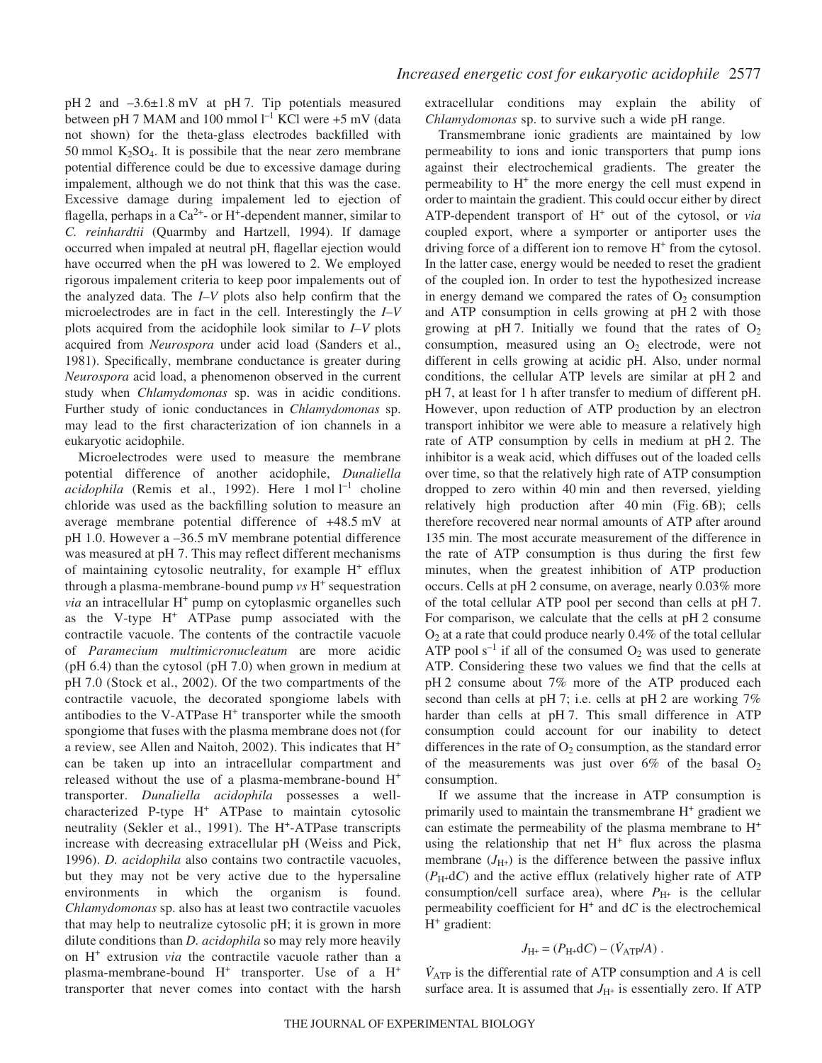pH 2 and –3.6±1.8 mV at pH 7. Tip potentials measured between pH 7 MAM and 100 mmol $l^{-1}$ KCl were +5 mV (data not shown) for the theta-glass electrodes backfilled with 50 mmol $K_2SO_4$. It is possibile that the near zero membrane potential difference could be due to excessive damage during impalement, although we do not think that this was the case. Excessive damage during impalement led to ejection of flagella, perhaps in a $Ca^{2+}$- or $H^+$-dependent manner, similar to *C. reinhardtii* (Quarmby and Hartzell, 1994). If damage occurred when impaled at neutral pH, flagellar ejection would have occurred when the pH was lowered to 2. We employed rigorous impalement criteria to keep poor impalements out of the analyzed data. The *I–V* plots also help confirm that the microelectrodes are in fact in the cell. Interestingly the *I–V* plots acquired from the acidophile look similar to *I–V* plots acquired from *Neurospora* under acid load (Sanders et al., 1981). Specifically, membrane conductance is greater during *Neurospora* acid load, a phenomenon observed in the current study when *Chlamydomonas* sp. was in acidic conditions. Further study of ionic conductances in *Chlamydomonas* sp. may lead to the first characterization of ion channels in a eukaryotic acidophile.

Microelectrodes were used to measure the membrane potential difference of another acidophile, *Dunaliella acidophila* (Remis et al., 1992). Here 1 mol $l^{-1}$ choline chloride was used as the backfilling solution to measure an average membrane potential difference of +48.5 mV at pH 1.0. However a –36.5 mV membrane potential difference was measured at pH 7. This may reflect different mechanisms of maintaining cytosolic neutrality, for example $H^+$ efflux through a plasma-membrane-bound pump *vs* $H^+$ sequestration *via* an intracellular $H^+$ pump on cytoplasmic organelles such as the V-type $H^+$ ATPase pump associated with the contractile vacuole. The contents of the contractile vacuole of *Paramecium multimicronucleatum* are more acidic (pH 6.4) than the cytosol (pH 7.0) when grown in medium at pH 7.0 (Stock et al., 2002). Of the two compartments of the contractile vacuole, the decorated spongiome labels with antibodies to the V-ATPase $H^+$ transporter while the smooth spongiome that fuses with the plasma membrane does not (for a review, see Allen and Naitoh, 2002). This indicates that $H^+$ can be taken up into an intracellular compartment and released without the use of a plasma-membrane-bound $H^+$ transporter. *Dunaliella acidophila* possesses a well-characterized P-type $H^+$ ATPase to maintain cytosolic neutrality (Sekler et al., 1991). The $H^+$-ATPase transcripts increase with decreasing extracellular pH (Weiss and Pick, 1996). *D. acidophila* also contains two contractile vacuoles, but they may not be very active due to the hypersaline environments in which the organism is found. *Chlamydomonas* sp. also has at least two contractile vacuoles that may help to neutralize cytosolic pH; it is grown in more dilute conditions than *D. acidophila* so may rely more heavily on $H^+$ extrusion *via* the contractile vacuole rather than a plasma-membrane-bound $H^+$ transporter. Use of a $H^+$ transporter that never comes into contact with the harsh extracellular conditions may explain the ability of *Chlamydomonas* sp. to survive such a wide pH range.

Transmembrane ionic gradients are maintained by low permeability to ions and ionic transporters that pump ions against their electrochemical gradients. The greater the permeability to $H^+$ the more energy the cell must expend in order to maintain the gradient. This could occur either by direct ATP-dependent transport of $H^+$ out of the cytosol, or *via* coupled export, where a symporter or antiporter uses the driving force of a different ion to remove $H^+$ from the cytosol. In the latter case, energy would be needed to reset the gradient of the coupled ion. In order to test the hypothesized increase in energy demand we compared the rates of $O_2$ consumption and ATP consumption in cells growing at pH 2 with those growing at pH 7. Initially we found that the rates of $O_2$ consumption, measured using an $O_2$ electrode, were not different in cells growing at acidic pH. Also, under normal conditions, the cellular ATP levels are similar at pH 2 and pH 7, at least for 1 h after transfer to medium of different pH. However, upon reduction of ATP production by an electron transport inhibitor we were able to measure a relatively high rate of ATP consumption by cells in medium at pH 2. The inhibitor is a weak acid, which diffuses out of the loaded cells over time, so that the relatively high rate of ATP consumption dropped to zero within 40 min and then reversed, yielding relatively high production after 40 min (Fig. 6B); cells therefore recovered near normal amounts of ATP after around 135 min. The most accurate measurement of the difference in the rate of ATP consumption is thus during the first few minutes, when the greatest inhibition of ATP production occurs. Cells at pH 2 consume, on average, nearly 0.03% more of the total cellular ATP pool per second than cells at pH 7. For comparison, we calculate that the cells at pH 2 consume $O_2$ at a rate that could produce nearly 0.4% of the total cellular ATP pool $s^{-1}$ if all of the consumed $O_2$ was used to generate ATP. Considering these two values we find that the cells at pH 2 consume about 7% more of the ATP produced each second than cells at pH 7; i.e. cells at pH 2 are working 7% harder than cells at pH 7. This small difference in ATP consumption could account for our inability to detect differences in the rate of $O_2$ consumption, as the standard error of the measurements was just over 6% of the basal $O_2$ consumption.

If we assume that the increase in ATP consumption is primarily used to maintain the transmembrane $H^+$ gradient we can estimate the permeability of the plasma membrane to $H^+$ using the relationship that net $H^+$ flux across the plasma membrane ($J_{H^+}$) is the difference between the passive influx ($P_{H^+}dC$) and the active efflux (relatively higher rate of ATP consumption/cell surface area), where $P_{H^+}$ is the cellular permeability coefficient for $H^+$ and $dC$ is the electrochemical $H^+$ gradient:

$$J_{H^+} = (P_{H^+}dC) - (\dot{V}_{ATP}/A)\ .$$

$\dot{V}_{ATP}$ is the differential rate of ATP consumption and $A$ is cell surface area. It is assumed that $J_{H^+}$ is essentially zero. If ATP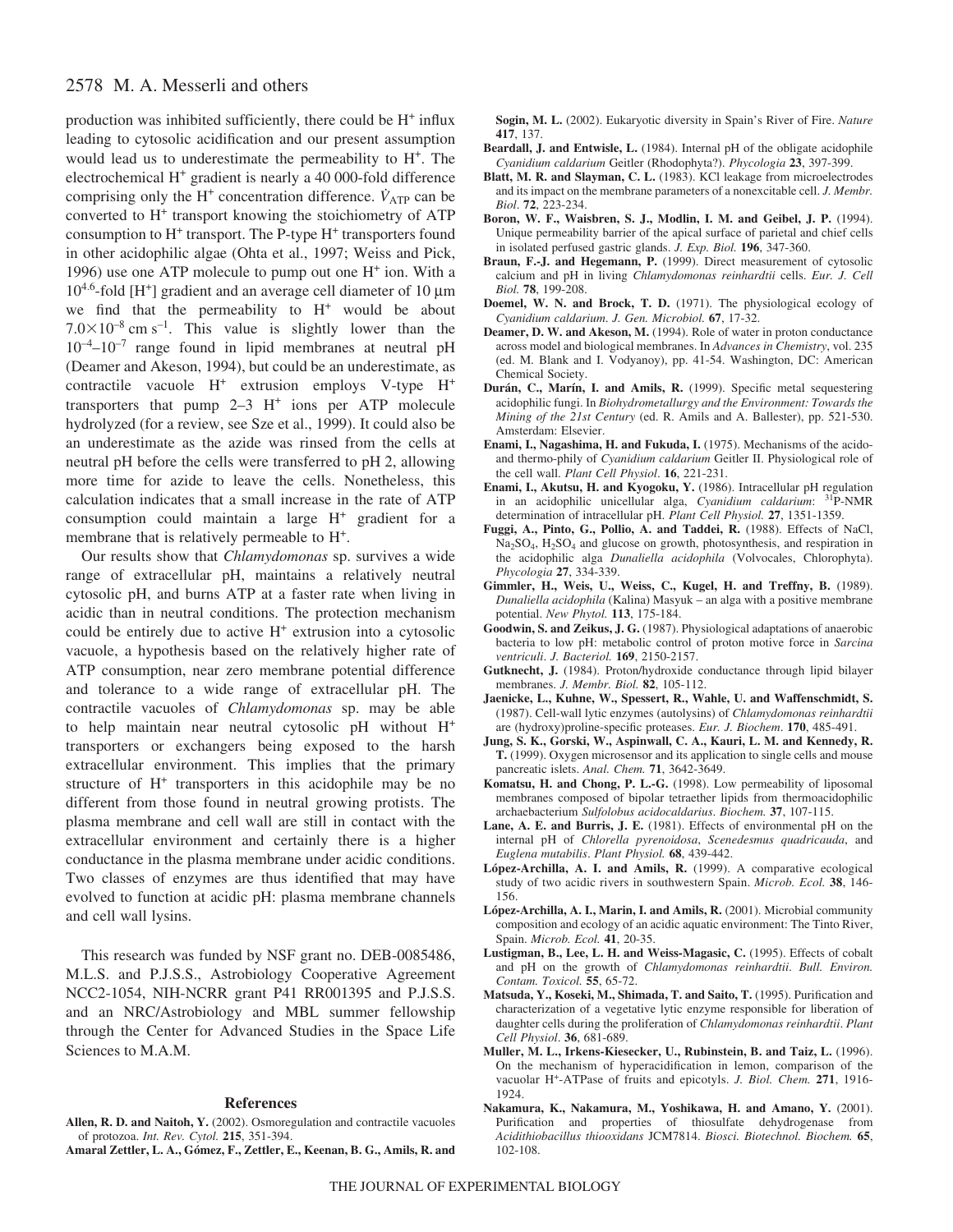production was inhibited sufficiently, there could be $H^+$ influx leading to cytosolic acidification and our present assumption would lead us to underestimate the permeability to $H^+$. The electrochemical $H^+$ gradient is nearly a 40 000-fold difference comprising only the $H^+$ concentration difference. $\dot{V}_{ATP}$ can be converted to $H^+$ transport knowing the stoichiometry of ATP consumption to $H^+$ transport. The P-type $H^+$ transporters found in other acidophilic algae (Ohta et al., 1997; Weiss and Pick, 1996) use one ATP molecule to pump out one $H^+$ ion. With a $10^{4.6}$-fold $[H^+]$ gradient and an average cell diameter of 10 μm we find that the permeability to $H^+$ would be about $7.0\times10^{-8}$ cm $s^{-1}$. This value is slightly lower than the $10^{-4}$–$10^{-7}$ range found in lipid membranes at neutral pH (Deamer and Akeson, 1994), but could be an underestimate, as contractile vacuole $H^+$ extrusion employs V-type $H^+$ transporters that pump 2–3 $H^+$ ions per ATP molecule hydrolyzed (for a review, see Sze et al., 1999). It could also be an underestimate as the azide was rinsed from the cells at neutral pH before the cells were transferred to pH 2, allowing more time for azide to leave the cells. Nonetheless, this calculation indicates that a small increase in the rate of ATP consumption could maintain a large $H^+$ gradient for a membrane that is relatively permeable to $H^+$.

Our results show that *Chlamydomonas* sp. survives a wide range of extracellular pH, maintains a relatively neutral cytosolic pH, and burns ATP at a faster rate when living in acidic than in neutral conditions. The protection mechanism could be entirely due to active $H^+$ extrusion into a cytosolic vacuole, a hypothesis based on the relatively higher rate of ATP consumption, near zero membrane potential difference and tolerance to a wide range of extracellular pH. The contractile vacuoles of *Chlamydomonas* sp. may be able to help maintain near neutral cytosolic pH without $H^+$ transporters or exchangers being exposed to the harsh extracellular environment. This implies that the primary structure of $H^+$ transporters in this acidophile may be no different from those found in neutral growing protists. The plasma membrane and cell wall are still in contact with the extracellular environment and certainly there is a higher conductance in the plasma membrane under acidic conditions. Two classes of enzymes are thus identified that may have evolved to function at acidic pH: plasma membrane channels and cell wall lysins.

This research was funded by NSF grant no. DEB-0085486, M.L.S. and P.J.S.S., Astrobiology Cooperative Agreement NCC2-1054, NIH-NCRR grant P41 RR001395 and P.J.S.S. and an NRC/Astrobiology and MBL summer fellowship through the Center for Advanced Studies in the Space Life Sciences to M.A.M.

## References

**Allen, R. D. and Naitoh, Y.** (2002). Osmoregulation and contractile vacuoles of protozoa. *Int. Rev. Cytol.* **215**, 351-394.

**Amaral Zettler, L. A., Gómez, F., Zettler, E., Keenan, B. G., Amils, R. and Sogin, M. L.** (2002). Eukaryotic diversity in Spain's River of Fire. *Nature* **417**, 137.

**Beardall, J. and Entwisle, L.** (1984). Internal pH of the obligate acidophile *Cyanidium caldarium* Geitler (Rhodophyta?). *Phycologia* **23**, 397-399.

**Blatt, M. R. and Slayman, C. L.** (1983). KCl leakage from microelectrodes and its impact on the membrane parameters of a nonexcitable cell. *J. Membr. Biol.* **72**, 223-234.

**Boron, W. F., Waisbren, S. J., Modlin, I. M. and Geibel, J. P.** (1994). Unique permeability barrier of the apical surface of parietal and chief cells in isolated perfused gastric glands. *J. Exp. Biol.* **196**, 347-360.

**Braun, F.-J. and Hegemann, P.** (1999). Direct measurement of cytosolic calcium and pH in living *Chlamydomonas reinhardtii* cells. *Eur. J. Cell Biol.* **78**, 199-208.

**Doemel, W. N. and Brock, T. D.** (1971). The physiological ecology of *Cyanidium caldarium*. *J. Gen. Microbiol.* **67**, 17-32.

**Deamer, D. W. and Akeson, M.** (1994). Role of water in proton conductance across model and biological membranes. In *Advances in Chemistry*, vol. 235 (ed. M. Blank and I. Vodyanoy), pp. 41-54. Washington, DC: American Chemical Society.

**Durán, C., Marín, I. and Amils, R.** (1999). Specific metal sequestering acidophilic fungi. In *Biohydrometallurgy and the Environment: Towards the Mining of the 21st Century* (ed. R. Amils and A. Ballester), pp. 521-530. Amsterdam: Elsevier.

**Enami, I., Nagashima, H. and Fukuda, I.** (1975). Mechanisms of the acido- and thermo-phily of *Cyanidium caldarium* Geitler II. Physiological role of the cell wall. *Plant Cell Physiol*. **16**, 221-231.

**Enami, I., Akutsu, H. and Kyogoku, Y.** (1986). Intracellular pH regulation in an acidophilic unicellular alga, *Cyanidium caldarium*: $^{31}$P-NMR determination of intracellular pH. *Plant Cell Physiol.* **27**, 1351-1359.

**Fuggi, A., Pinto, G., Pollio, A. and Taddei, R.** (1988). Effects of NaCl, $Na_2SO_4$, $H_2SO_4$ and glucose on growth, photosynthesis, and respiration in the acidophilic alga *Dunaliella acidophila* (Volvocales, Chlorophyta). *Phycologia* **27**, 334-339.

**Gimmler, H., Weis, U., Weiss, C., Kugel, H. and Treffny, B.** (1989). *Dunaliella acidophila* (Kalina) Masyuk – an alga with a positive membrane potential. *New Phytol.* **113**, 175-184.

**Goodwin, S. and Zeikus, J. G.** (1987). Physiological adaptations of anaerobic bacteria to low pH: metabolic control of proton motive force in *Sarcina ventriculi*. *J. Bacteriol.* **169**, 2150-2157.

**Gutknecht, J.** (1984). Proton/hydroxide conductance through lipid bilayer membranes. *J. Membr. Biol.* **82**, 105-112.

**Jaenicke, L., Kuhne, W., Spessert, R., Wahle, U. and Waffenschmidt, S.** (1987). Cell-wall lytic enzymes (autolysins) of *Chlamydomonas reinhardtii* are (hydroxy)proline-specific proteases. *Eur. J. Biochem*. **170**, 485-491.

**Jung, S. K., Gorski, W., Aspinwall, C. A., Kauri, L. M. and Kennedy, R. T.** (1999). Oxygen microsensor and its application to single cells and mouse pancreatic islets. *Anal. Chem.* **71**, 3642-3649.

**Komatsu, H. and Chong, P. L.-G.** (1998). Low permeability of liposomal membranes composed of bipolar tetraether lipids from thermoacidophilic archaebacterium *Sulfolobus acidocaldarius*. *Biochem.* **37**, 107-115.

**Lane, A. E. and Burris, J. E.** (1981). Effects of environmental pH on the internal pH of *Chlorella pyrenoidosa*, *Scenedesmus quadricauda*, and *Euglena mutabilis*. *Plant Physiol.* **68**, 439-442.

**López-Archilla, A. I. and Amils, R.** (1999). A comparative ecological study of two acidic rivers in southwestern Spain. *Microb. Ecol.* **38**, 146-156.

**López-Archilla, A. I., Marin, I. and Amils, R.** (2001). Microbial community composition and ecology of an acidic aquatic environment: The Tinto River, Spain. *Microb. Ecol.* **41**, 20-35.

**Lustigman, B., Lee, L. H. and Weiss-Magasic, C.** (1995). Effects of cobalt and pH on the growth of *Chlamydomonas reinhardtii*. *Bull. Environ. Contam. Toxicol.* **55**, 65-72.

**Matsuda, Y., Koseki, M., Shimada, T. and Saito, T.** (1995). Purification and characterization of a vegetative lytic enzyme responsible for liberation of daughter cells during the proliferation of *Chlamydomonas reinhardtii*. *Plant Cell Physiol*. **36**, 681-689.

**Muller, M. L., Irkens-Kiesecker, U., Rubinstein, B. and Taiz, L.** (1996). On the mechanism of hyperacidification in lemon, comparison of the vacuolar $H^+$-ATPase of fruits and epicotyls. *J. Biol. Chem.* **271**, 1916-1924.

**Nakamura, K., Nakamura, M., Yoshikawa, H. and Amano, Y.** (2001). Purification and properties of thiosulfate dehydrogenase from *Acidithiobacillus thiooxidans* JCM7814. *Biosci. Biotechnol. Biochem.* **65**, 102-108.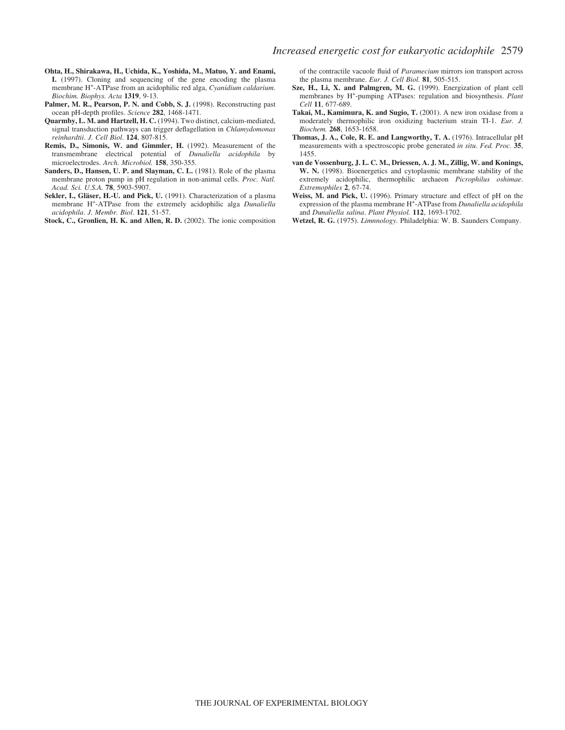**Ohta, H., Shirakawa, H., Uchida, K., Yoshida, M., Matuo, Y. and Enami, I.** (1997). Cloning and sequencing of the gene encoding the plasma membrane $H^+$-ATPase from an acidophilic red alga, *Cyanidium caldarium*. *Biochim. Biophys. Acta* **1319**, 9-13.

**Palmer, M. R., Pearson, P. N. and Cobb, S. J.** (1998). Reconstructing past ocean pH-depth profiles. *Science* **282**, 1468-1471.

**Quarmby, L. M. and Hartzell, H. C.** (1994). Two distinct, calcium-mediated, signal transduction pathways can trigger deflagellation in *Chlamydomonas reinhardtii*. *J. Cell Biol*. **124**, 807-815.

**Remis, D., Simonis, W. and Gimmler, H.** (1992). Measurement of the transmembrane electrical potential of *Dunaliella acidophila* by microelectrodes. *Arch. Microbiol.* **158**, 350-355.

**Sanders, D., Hansen, U. P. and Slayman, C. L.** (1981). Role of the plasma membrane proton pump in pH regulation in non-animal cells. *Proc. Natl. Acad. Sci. U.S.A.* **78**, 5903-5907.

**Sekler, I., Gläser, H.-U. and Pick, U.** (1991). Characterization of a plasma membrane $H^+$-ATPase from the extremely acidophilic alga *Dunaliella acidophila*. *J. Membr. Biol*. **121**, 51-57.

**Stock, C., Gronlien, H. K. and Allen, R. D.** (2002). The ionic composition of the contractile vacuole fluid of *Paramecium* mirrors ion transport across the plasma membrane. *Eur. J. Cell Biol.* **81**, 505-515.

**Sze, H., Li, X. and Palmgren, M. G.** (1999). Energization of plant cell membranes by $H^+$-pumping ATPases: regulation and biosynthesis. *Plant Cell* **11**, 677-689.

**Takai, M., Kamimura, K. and Sugio, T.** (2001). A new iron oxidase from a moderately thermophilic iron oxidizing bacterium strain TI-1. *Eur. J. Biochem.* **268**, 1653-1658.

**Thomas, J. A., Cole, R. E. and Langworthy, T. A.** (1976). Intracellular pH measurements with a spectroscopic probe generated *in situ*. *Fed. Proc.* **35**, 1455.

**van de Vossenburg, J. L. C. M., Driessen, A. J. M., Zillig, W. and Konings, W. N.** (1998). Bioenergetics and cytoplasmic membrane stability of the extremely acidophilic, thermophilic archaeon *Picrophilus oshimae*. *Extremophiles* **2**, 67-74.

**Weiss, M. and Pick, U.** (1996). Primary structure and effect of pH on the expression of the plasma membrane $H^+$-ATPase from *Dunaliella acidophila* and *Dunaliella salina*. *Plant Physiol.* **112**, 1693-1702.

**Wetzel, R. G.** (1975). *Limnnology.* Philadelphia: W. B. Saunders Company.